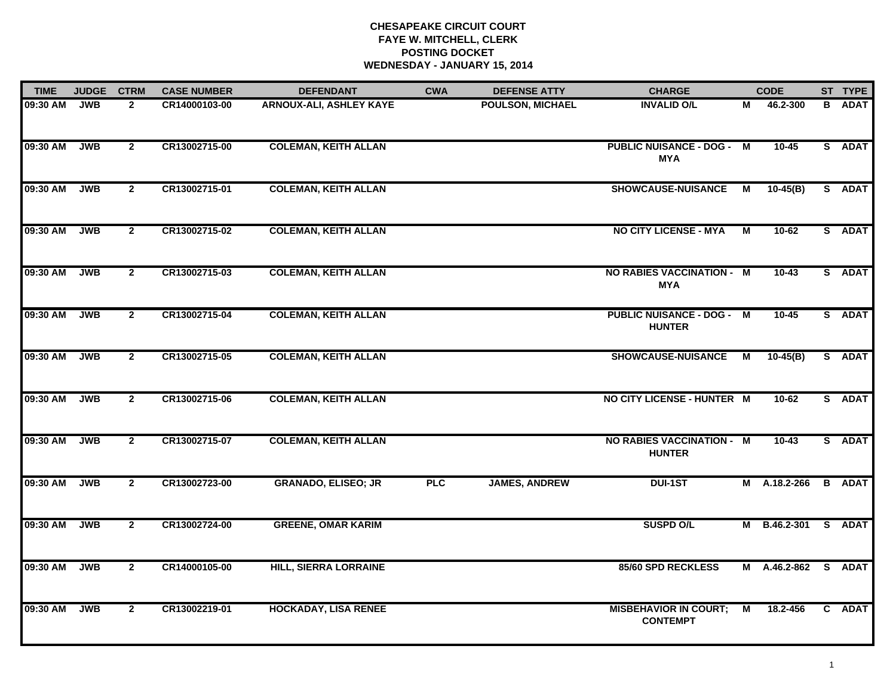# CHESAPEAKE CIRCUIT COURT
## FAYE W. MITCHELL, CLERK
## POSTING DOCKET
## WEDNESDAY - JANUARY 15, 2014

| TIME | JUDGE | CTRM | CASE NUMBER | DEFENDANT | CWA | DEFENSE ATTY | CHARGE | | CODE | ST | TYPE |
|---|---|---|---|---|---|---|---|---|---|---|---|
| 09:30 AM | JWB | 2 | CR14000103-00 | ARNOUX-ALI, ASHLEY KAYE | | POULSON, MICHAEL | INVALID O/L | M | 46.2-300 | B | ADAT |
| 09:30 AM | JWB | 2 | CR13002715-00 | COLEMAN, KEITH ALLAN | | | PUBLIC NUISANCE - DOG - MYA | M | 10-45 | S | ADAT |
| 09:30 AM | JWB | 2 | CR13002715-01 | COLEMAN, KEITH ALLAN | | | SHOWCAUSE-NUISANCE | M | 10-45(B) | S | ADAT |
| 09:30 AM | JWB | 2 | CR13002715-02 | COLEMAN, KEITH ALLAN | | | NO CITY LICENSE - MYA | M | 10-62 | S | ADAT |
| 09:30 AM | JWB | 2 | CR13002715-03 | COLEMAN, KEITH ALLAN | | | NO RABIES VACCINATION - MYA | M | 10-43 | S | ADAT |
| 09:30 AM | JWB | 2 | CR13002715-04 | COLEMAN, KEITH ALLAN | | | PUBLIC NUISANCE - DOG - HUNTER | M | 10-45 | S | ADAT |
| 09:30 AM | JWB | 2 | CR13002715-05 | COLEMAN, KEITH ALLAN | | | SHOWCAUSE-NUISANCE | M | 10-45(B) | S | ADAT |
| 09:30 AM | JWB | 2 | CR13002715-06 | COLEMAN, KEITH ALLAN | | | NO CITY LICENSE - HUNTER | M | 10-62 | S | ADAT |
| 09:30 AM | JWB | 2 | CR13002715-07 | COLEMAN, KEITH ALLAN | | | NO RABIES VACCINATION - HUNTER | M | 10-43 | S | ADAT |
| 09:30 AM | JWB | 2 | CR13002723-00 | GRANADO, ELISEO; JR | PLC | JAMES, ANDREW | DUI-1ST | M | A.18.2-266 | B | ADAT |
| 09:30 AM | JWB | 2 | CR13002724-00 | GREENE, OMAR KARIM | | | SUSPD O/L | M | B.46.2-301 | S | ADAT |
| 09:30 AM | JWB | 2 | CR14000105-00 | HILL, SIERRA LORRAINE | | | 85/60 SPD RECKLESS | M | A.46.2-862 | S | ADAT |
| 09:30 AM | JWB | 2 | CR13002219-01 | HOCKADAY, LISA RENEE | | | MISBEHAVIOR IN COURT; CONTEMPT | M | 18.2-456 | C | ADAT |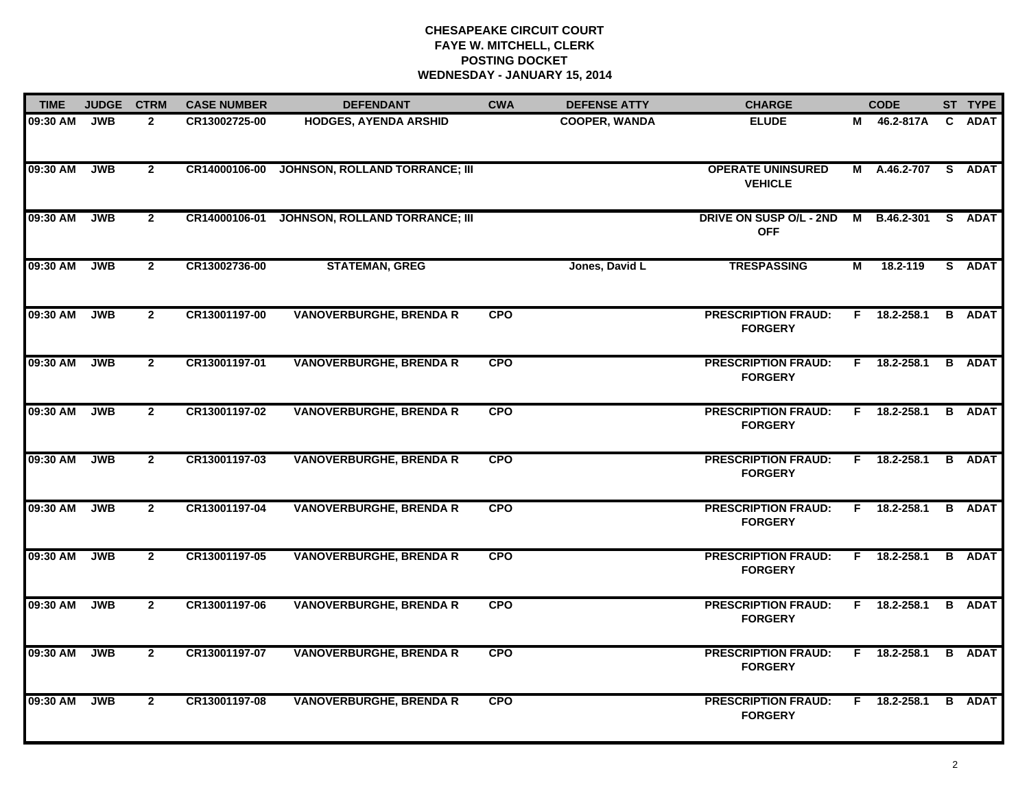**CHESAPEAKE CIRCUIT COURT**
**FAYE W. MITCHELL, CLERK**
**POSTING DOCKET**
**WEDNESDAY - JANUARY 15, 2014**

| TIME | JUDGE | CTRM | CASE NUMBER | DEFENDANT | CWA | DEFENSE ATTY | CHARGE | | CODE | ST | TYPE |
|---|---|---|---|---|---|---|---|---|---|---|---|
| 09:30 AM | JWB | 2 | CR13002725-00 | HODGES, AYENDA ARSHID | | COOPER, WANDA | ELUDE | M | 46.2-817A | C | ADAT |
| 09:30 AM | JWB | 2 | CR14000106-00 | JOHNSON, ROLLAND TORRANCE; III | | | OPERATE UNINSURED VEHICLE | M | A.46.2-707 | S | ADAT |
| 09:30 AM | JWB | 2 | CR14000106-01 | JOHNSON, ROLLAND TORRANCE; III | | | DRIVE ON SUSP O/L - 2ND OFF | M | B.46.2-301 | S | ADAT |
| 09:30 AM | JWB | 2 | CR13002736-00 | STATEMAN, GREG | | Jones, David L | TRESPASSING | M | 18.2-119 | S | ADAT |
| 09:30 AM | JWB | 2 | CR13001197-00 | VANOVERBURGHE, BRENDA R | CPO | | PRESCRIPTION FRAUD: FORGERY | F | 18.2-258.1 | B | ADAT |
| 09:30 AM | JWB | 2 | CR13001197-01 | VANOVERBURGHE, BRENDA R | CPO | | PRESCRIPTION FRAUD: FORGERY | F | 18.2-258.1 | B | ADAT |
| 09:30 AM | JWB | 2 | CR13001197-02 | VANOVERBURGHE, BRENDA R | CPO | | PRESCRIPTION FRAUD: FORGERY | F | 18.2-258.1 | B | ADAT |
| 09:30 AM | JWB | 2 | CR13001197-03 | VANOVERBURGHE, BRENDA R | CPO | | PRESCRIPTION FRAUD: FORGERY | F | 18.2-258.1 | B | ADAT |
| 09:30 AM | JWB | 2 | CR13001197-04 | VANOVERBURGHE, BRENDA R | CPO | | PRESCRIPTION FRAUD: FORGERY | F | 18.2-258.1 | B | ADAT |
| 09:30 AM | JWB | 2 | CR13001197-05 | VANOVERBURGHE, BRENDA R | CPO | | PRESCRIPTION FRAUD: FORGERY | F | 18.2-258.1 | B | ADAT |
| 09:30 AM | JWB | 2 | CR13001197-06 | VANOVERBURGHE, BRENDA R | CPO | | PRESCRIPTION FRAUD: FORGERY | F | 18.2-258.1 | B | ADAT |
| 09:30 AM | JWB | 2 | CR13001197-07 | VANOVERBURGHE, BRENDA R | CPO | | PRESCRIPTION FRAUD: FORGERY | F | 18.2-258.1 | B | ADAT |
| 09:30 AM | JWB | 2 | CR13001197-08 | VANOVERBURGHE, BRENDA R | CPO | | PRESCRIPTION FRAUD: FORGERY | F | 18.2-258.1 | B | ADAT |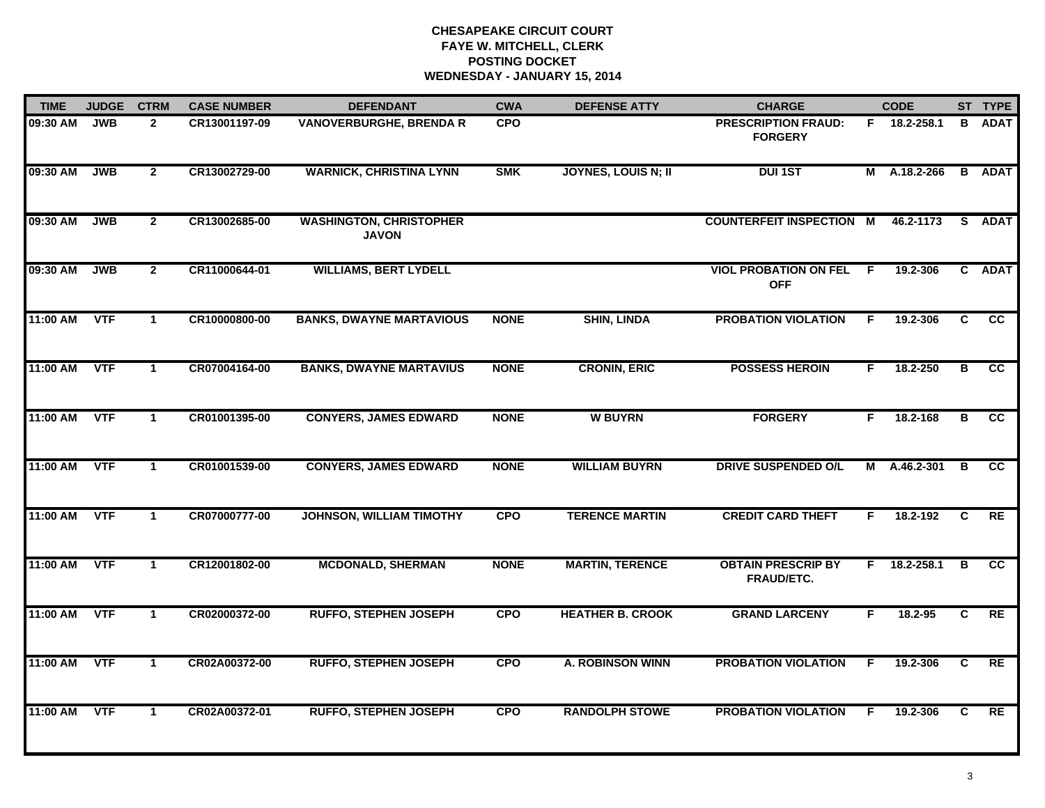# CHESAPEAKE CIRCUIT COURT
## FAYE W. MITCHELL, CLERK
## POSTING DOCKET
## WEDNESDAY - JANUARY 15, 2014

| TIME | JUDGE | CTRM | CASE NUMBER | DEFENDANT | CWA | DEFENSE ATTY | CHARGE | | CODE | ST | TYPE |
|---|---|---|---|---|---|---|---|---|---|---|---|
| 09:30 AM | JWB | 2 | CR13001197-09 | VANOVERBURGHE, BRENDA R | CPO | | PRESCRIPTION FRAUD: FORGERY | F | 18.2-258.1 | B | ADAT |
| 09:30 AM | JWB | 2 | CR13002729-00 | WARNICK, CHRISTINA LYNN | SMK | JOYNES, LOUIS N; II | DUI 1ST | M | A.18.2-266 | B | ADAT |
| 09:30 AM | JWB | 2 | CR13002685-00 | WASHINGTON, CHRISTOPHER JAVON | | | COUNTERFEIT INSPECTION | M | 46.2-1173 | S | ADAT |
| 09:30 AM | JWB | 2 | CR11000644-01 | WILLIAMS, BERT LYDELL | | | VIOL PROBATION ON FEL OFF | F | 19.2-306 | C | ADAT |
| 11:00 AM | VTF | 1 | CR10000800-00 | BANKS, DWAYNE MARTAVIOUS | NONE | SHIN, LINDA | PROBATION VIOLATION | F | 19.2-306 | C | CC |
| 11:00 AM | VTF | 1 | CR07004164-00 | BANKS, DWAYNE MARTAVIUS | NONE | CRONIN, ERIC | POSSESS HEROIN | F | 18.2-250 | B | CC |
| 11:00 AM | VTF | 1 | CR01001395-00 | CONYERS, JAMES EDWARD | NONE | W BUYRN | FORGERY | F | 18.2-168 | B | CC |
| 11:00 AM | VTF | 1 | CR01001539-00 | CONYERS, JAMES EDWARD | NONE | WILLIAM BUYRN | DRIVE SUSPENDED O/L | M | A.46.2-301 | B | CC |
| 11:00 AM | VTF | 1 | CR07000777-00 | JOHNSON, WILLIAM TIMOTHY | CPO | TERENCE MARTIN | CREDIT CARD THEFT | F | 18.2-192 | C | RE |
| 11:00 AM | VTF | 1 | CR12001802-00 | MCDONALD, SHERMAN | NONE | MARTIN, TERENCE | OBTAIN PRESCRIP BY FRAUD/ETC. | F | 18.2-258.1 | B | CC |
| 11:00 AM | VTF | 1 | CR02000372-00 | RUFFO, STEPHEN JOSEPH | CPO | HEATHER B. CROOK | GRAND LARCENY | F | 18.2-95 | C | RE |
| 11:00 AM | VTF | 1 | CR02A00372-00 | RUFFO, STEPHEN JOSEPH | CPO | A. ROBINSON WINN | PROBATION VIOLATION | F | 19.2-306 | C | RE |
| 11:00 AM | VTF | 1 | CR02A00372-01 | RUFFO, STEPHEN JOSEPH | CPO | RANDOLPH STOWE | PROBATION VIOLATION | F | 19.2-306 | C | RE |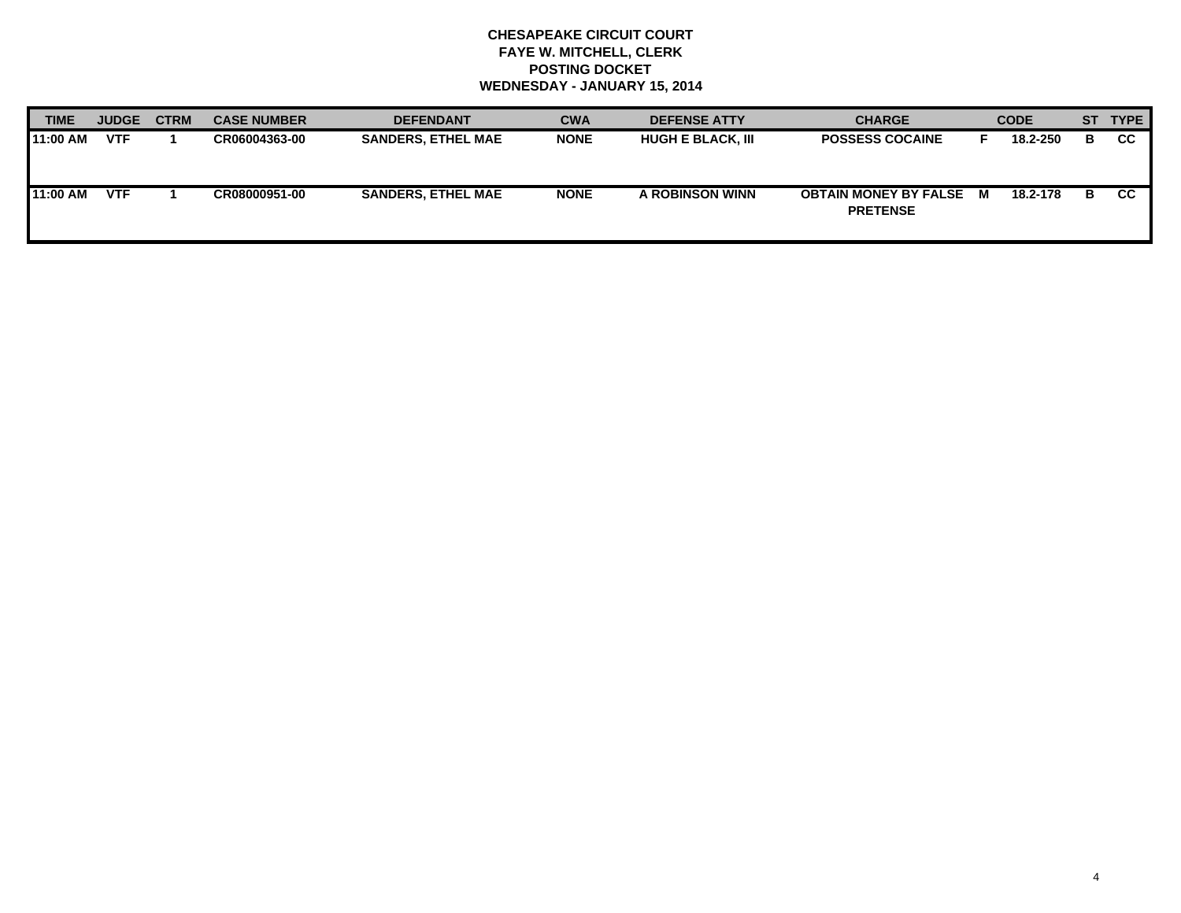**CHESAPEAKE CIRCUIT COURT**
**FAYE W. MITCHELL, CLERK**
**POSTING DOCKET**
**WEDNESDAY - JANUARY 15, 2014**

| TIME | JUDGE | CTRM | CASE NUMBER | DEFENDANT | CWA | DEFENSE ATTY | CHARGE | | CODE | ST | TYPE |
|---|---|---|---|---|---|---|---|---|---|---|---|
| 11:00 AM | VTF | 1 | CR06004363-00 | SANDERS, ETHEL MAE | NONE | HUGH E BLACK, III | POSSESS COCAINE | F | 18.2-250 | B | CC |
| 11:00 AM | VTF | 1 | CR08000951-00 | SANDERS, ETHEL MAE | NONE | A ROBINSON WINN | OBTAIN MONEY BY FALSE PRETENSE | M | 18.2-178 | B | CC |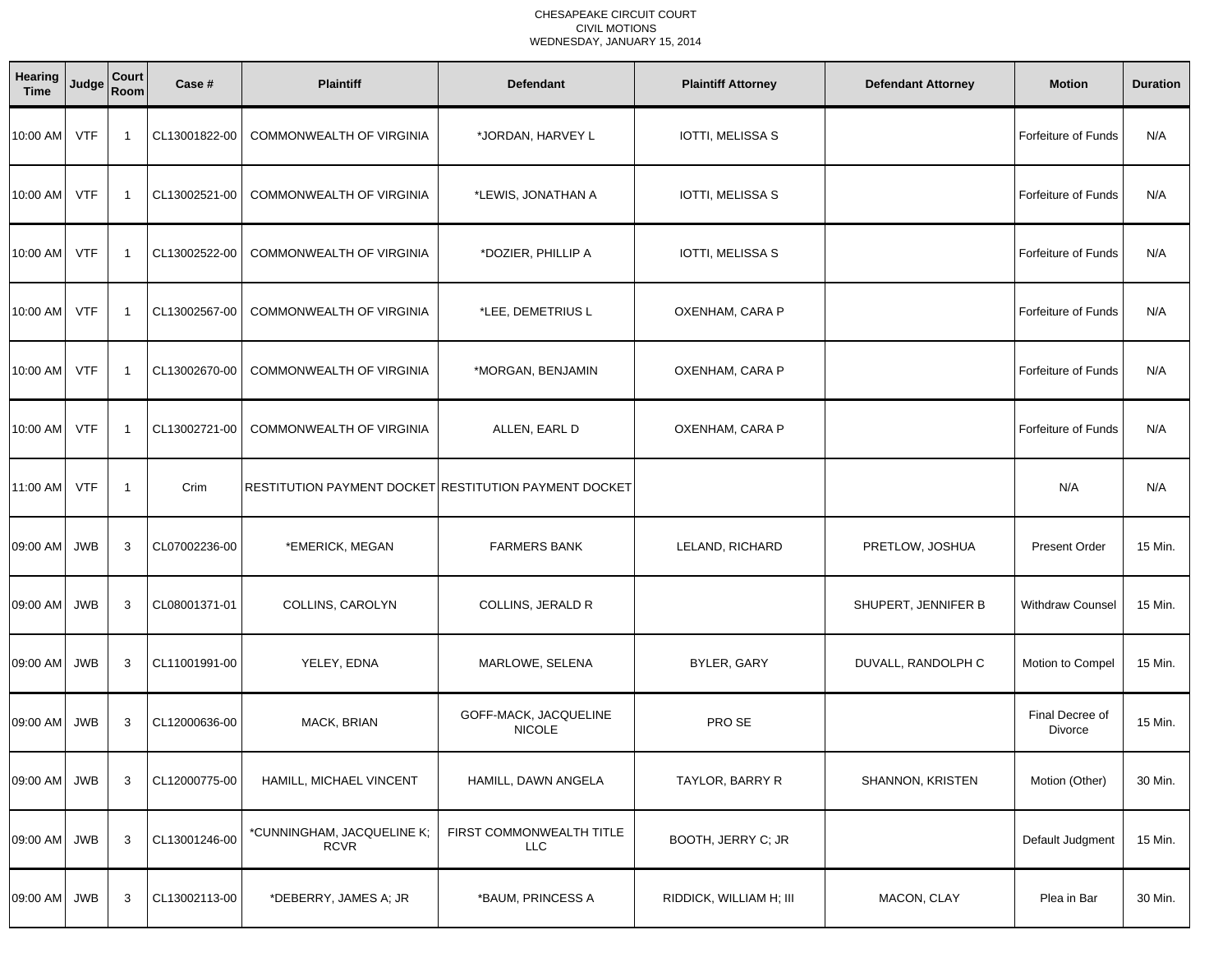CHESAPEAKE CIRCUIT COURT
CIVIL MOTIONS
WEDNESDAY, JANUARY 15, 2014

| Hearing Time | Judge | Court Room | Case # | Plaintiff | Defendant | Plaintiff Attorney | Defendant Attorney | Motion | Duration |
|---|---|---|---|---|---|---|---|---|---|
| 10:00 AM | VTF | 1 | CL13001822-00 | COMMONWEALTH OF VIRGINIA | *JORDAN, HARVEY L | IOTTI, MELISSA S | | Forfeiture of Funds | N/A |
| 10:00 AM | VTF | 1 | CL13002521-00 | COMMONWEALTH OF VIRGINIA | *LEWIS, JONATHAN A | IOTTI, MELISSA S | | Forfeiture of Funds | N/A |
| 10:00 AM | VTF | 1 | CL13002522-00 | COMMONWEALTH OF VIRGINIA | *DOZIER, PHILLIP A | IOTTI, MELISSA S | | Forfeiture of Funds | N/A |
| 10:00 AM | VTF | 1 | CL13002567-00 | COMMONWEALTH OF VIRGINIA | *LEE, DEMETRIUS L | OXENHAM, CARA P | | Forfeiture of Funds | N/A |
| 10:00 AM | VTF | 1 | CL13002670-00 | COMMONWEALTH OF VIRGINIA | *MORGAN, BENJAMIN | OXENHAM, CARA P | | Forfeiture of Funds | N/A |
| 10:00 AM | VTF | 1 | CL13002721-00 | COMMONWEALTH OF VIRGINIA | ALLEN, EARL D | OXENHAM, CARA P | | Forfeiture of Funds | N/A |
| 11:00 AM | VTF | 1 | Crim | RESTITUTION PAYMENT DOCKET | RESTITUTION PAYMENT DOCKET | | | N/A | N/A |
| 09:00 AM | JWB | 3 | CL07002236-00 | *EMERICK, MEGAN | FARMERS BANK | LELAND, RICHARD | PRETLOW, JOSHUA | Present Order | 15 Min. |
| 09:00 AM | JWB | 3 | CL08001371-01 | COLLINS, CAROLYN | COLLINS, JERALD R | | SHUPERT, JENNIFER B | Withdraw Counsel | 15 Min. |
| 09:00 AM | JWB | 3 | CL11001991-00 | YELEY, EDNA | MARLOWE, SELENA | BYLER, GARY | DUVALL, RANDOLPH C | Motion to Compel | 15 Min. |
| 09:00 AM | JWB | 3 | CL12000636-00 | MACK, BRIAN | GOFF-MACK, JACQUELINE NICOLE | PRO SE | | Final Decree of Divorce | 15 Min. |
| 09:00 AM | JWB | 3 | CL12000775-00 | HAMILL, MICHAEL VINCENT | HAMILL, DAWN ANGELA | TAYLOR, BARRY R | SHANNON, KRISTEN | Motion (Other) | 30 Min. |
| 09:00 AM | JWB | 3 | CL13001246-00 | *CUNNINGHAM, JACQUELINE K; RCVR | FIRST COMMONWEALTH TITLE LLC | BOOTH, JERRY C; JR | | Default Judgment | 15 Min. |
| 09:00 AM | JWB | 3 | CL13002113-00 | *DEBERRY, JAMES A; JR | *BAUM, PRINCESS A | RIDDICK, WILLIAM H; III | MACON, CLAY | Plea in Bar | 30 Min. |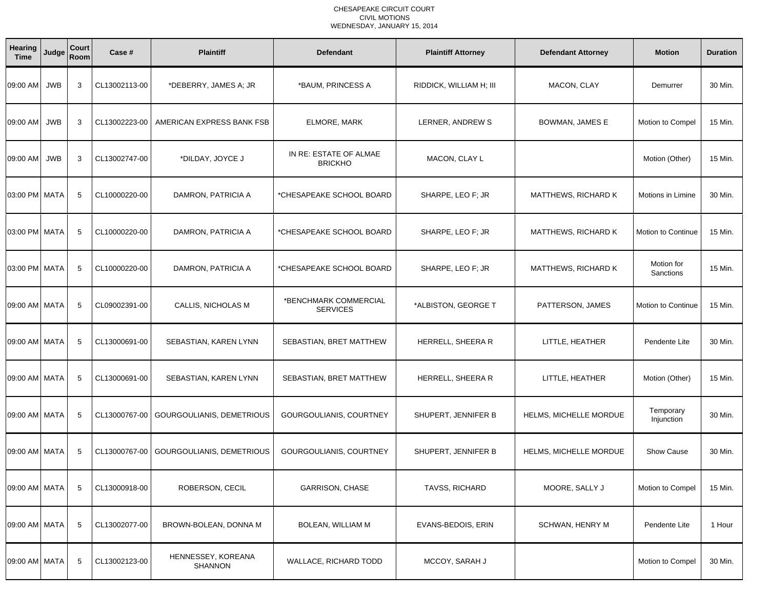CHESAPEAKE CIRCUIT COURT
CIVIL MOTIONS
WEDNESDAY, JANUARY 15, 2014

| Hearing Time | Judge | Court Room | Case # | Plaintiff | Defendant | Plaintiff Attorney | Defendant Attorney | Motion | Duration |
|---|---|---|---|---|---|---|---|---|---|
| 09:00 AM | JWB | 3 | CL13002113-00 | *DEBERRY, JAMES A; JR | *BAUM, PRINCESS A | RIDDICK, WILLIAM H; III | MACON, CLAY | Demurrer | 30 Min. |
| 09:00 AM | JWB | 3 | CL13002223-00 | AMERICAN EXPRESS BANK FSB | ELMORE, MARK | LERNER, ANDREW S | BOWMAN, JAMES E | Motion to Compel | 15 Min. |
| 09:00 AM | JWB | 3 | CL13002747-00 | *DILDAY, JOYCE J | IN RE: ESTATE OF ALMAE BRICKHO | MACON, CLAY L | | Motion (Other) | 15 Min. |
| 03:00 PM | MATA | 5 | CL10000220-00 | DAMRON, PATRICIA A | *CHESAPEAKE SCHOOL BOARD | SHARPE, LEO F; JR | MATTHEWS, RICHARD K | Motions in Limine | 30 Min. |
| 03:00 PM | MATA | 5 | CL10000220-00 | DAMRON, PATRICIA A | *CHESAPEAKE SCHOOL BOARD | SHARPE, LEO F; JR | MATTHEWS, RICHARD K | Motion to Continue | 15 Min. |
| 03:00 PM | MATA | 5 | CL10000220-00 | DAMRON, PATRICIA A | *CHESAPEAKE SCHOOL BOARD | SHARPE, LEO F; JR | MATTHEWS, RICHARD K | Motion for Sanctions | 15 Min. |
| 09:00 AM | MATA | 5 | CL09002391-00 | CALLIS, NICHOLAS M | *BENCHMARK COMMERCIAL SERVICES | *ALBISTON, GEORGE T | PATTERSON, JAMES | Motion to Continue | 15 Min. |
| 09:00 AM | MATA | 5 | CL13000691-00 | SEBASTIAN, KAREN LYNN | SEBASTIAN, BRET MATTHEW | HERRELL, SHEERA R | LITTLE, HEATHER | Pendente Lite | 30 Min. |
| 09:00 AM | MATA | 5 | CL13000691-00 | SEBASTIAN, KAREN LYNN | SEBASTIAN, BRET MATTHEW | HERRELL, SHEERA R | LITTLE, HEATHER | Motion (Other) | 15 Min. |
| 09:00 AM | MATA | 5 | CL13000767-00 | GOURGOULIANIS, DEMETRIOUS | GOURGOULIANIS, COURTNEY | SHUPERT, JENNIFER B | HELMS, MICHELLE MORDUE | Temporary Injunction | 30 Min. |
| 09:00 AM | MATA | 5 | CL13000767-00 | GOURGOULIANIS, DEMETRIOUS | GOURGOULIANIS, COURTNEY | SHUPERT, JENNIFER B | HELMS, MICHELLE MORDUE | Show Cause | 30 Min. |
| 09:00 AM | MATA | 5 | CL13000918-00 | ROBERSON, CECIL | GARRISON, CHASE | TAVSS, RICHARD | MOORE, SALLY J | Motion to Compel | 15 Min. |
| 09:00 AM | MATA | 5 | CL13002077-00 | BROWN-BOLEAN, DONNA M | BOLEAN, WILLIAM M | EVANS-BEDOIS, ERIN | SCHWAN, HENRY M | Pendente Lite | 1 Hour |
| 09:00 AM | MATA | 5 | CL13002123-00 | HENNESSEY, KOREANA SHANNON | WALLACE, RICHARD TODD | MCCOY, SARAH J | | Motion to Compel | 30 Min. |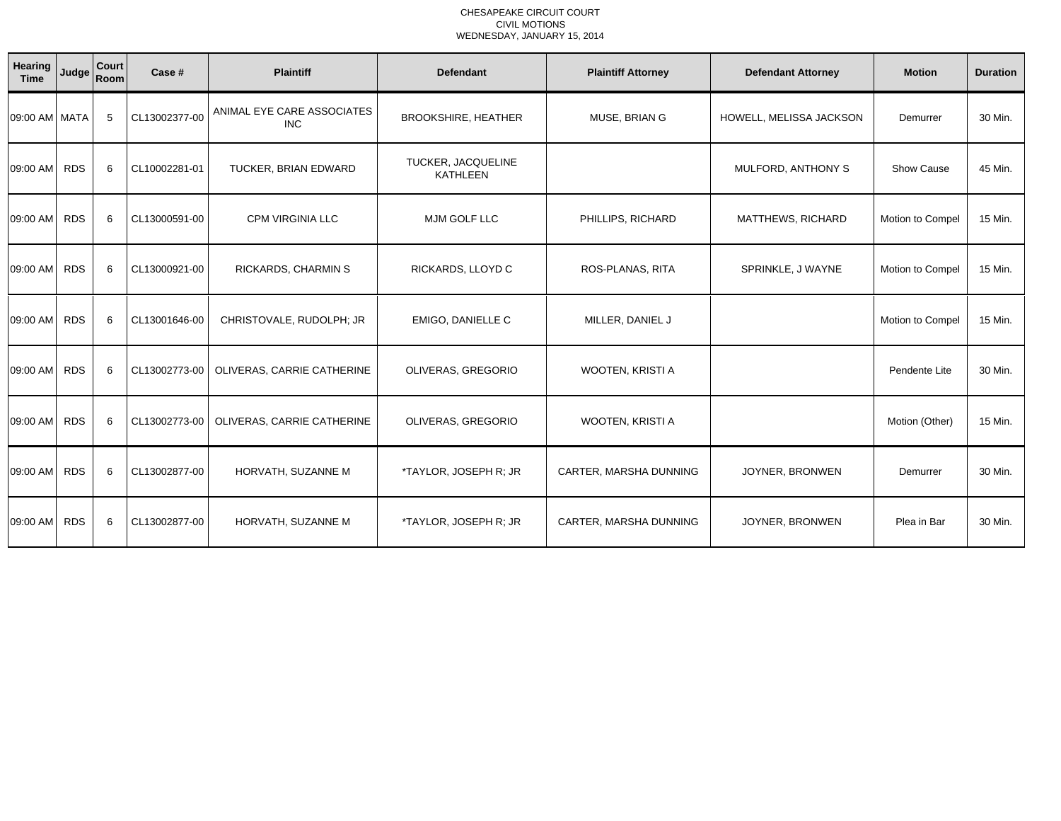CHESAPEAKE CIRCUIT COURT
CIVIL MOTIONS
WEDNESDAY, JANUARY 15, 2014

| Hearing Time | Judge | Court Room | Case # | Plaintiff | Defendant | Plaintiff Attorney | Defendant Attorney | Motion | Duration |
|---|---|---|---|---|---|---|---|---|---|
| 09:00 AM | MATA | 5 | CL13002377-00 | ANIMAL EYE CARE ASSOCIATES INC | BROOKSHIRE, HEATHER | MUSE, BRIAN G | HOWELL, MELISSA JACKSON | Demurrer | 30 Min. |
| 09:00 AM | RDS | 6 | CL10002281-01 | TUCKER, BRIAN EDWARD | TUCKER, JACQUELINE KATHLEEN | | MULFORD, ANTHONY S | Show Cause | 45 Min. |
| 09:00 AM | RDS | 6 | CL13000591-00 | CPM VIRGINIA LLC | MJM GOLF LLC | PHILLIPS, RICHARD | MATTHEWS, RICHARD | Motion to Compel | 15 Min. |
| 09:00 AM | RDS | 6 | CL13000921-00 | RICKARDS, CHARMIN S | RICKARDS, LLOYD C | ROS-PLANAS, RITA | SPRINKLE, J WAYNE | Motion to Compel | 15 Min. |
| 09:00 AM | RDS | 6 | CL13001646-00 | CHRISTOVALE, RUDOLPH; JR | EMIGO, DANIELLE C | MILLER, DANIEL J | | Motion to Compel | 15 Min. |
| 09:00 AM | RDS | 6 | CL13002773-00 | OLIVERAS, CARRIE CATHERINE | OLIVERAS, GREGORIO | WOOTEN, KRISTI A | | Pendente Lite | 30 Min. |
| 09:00 AM | RDS | 6 | CL13002773-00 | OLIVERAS, CARRIE CATHERINE | OLIVERAS, GREGORIO | WOOTEN, KRISTI A | | Motion (Other) | 15 Min. |
| 09:00 AM | RDS | 6 | CL13002877-00 | HORVATH, SUZANNE M | *TAYLOR, JOSEPH R; JR | CARTER, MARSHA DUNNING | JOYNER, BRONWEN | Demurrer | 30 Min. |
| 09:00 AM | RDS | 6 | CL13002877-00 | HORVATH, SUZANNE M | *TAYLOR, JOSEPH R; JR | CARTER, MARSHA DUNNING | JOYNER, BRONWEN | Plea in Bar | 30 Min. |